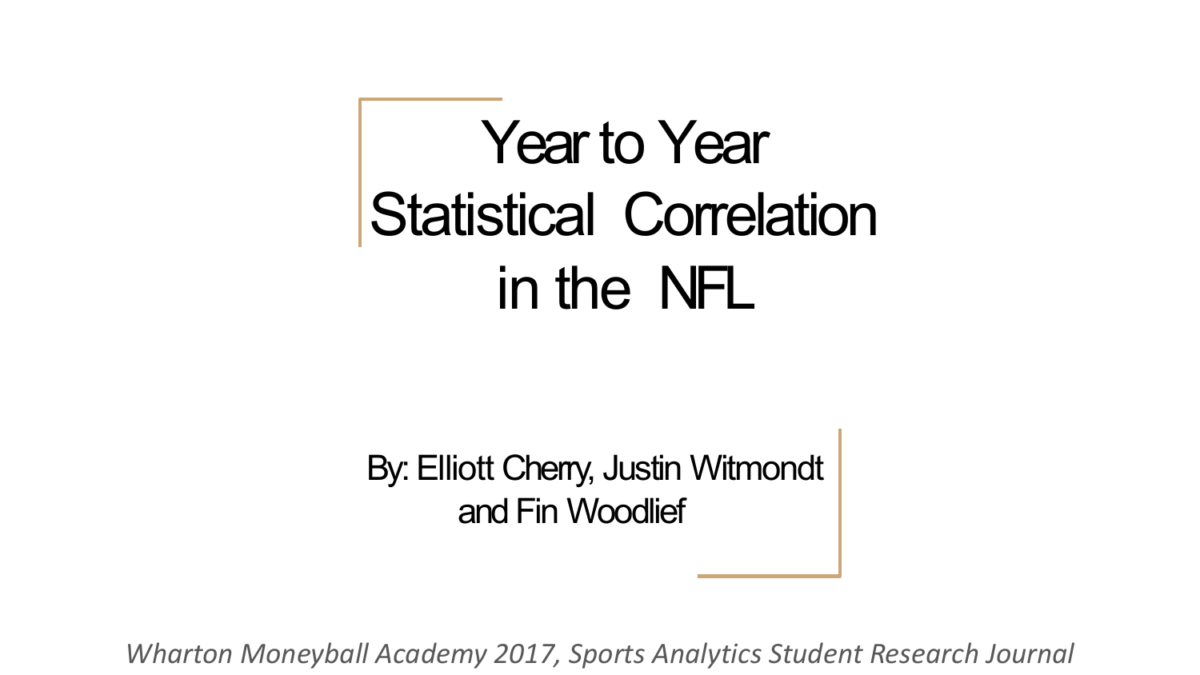# Year to Year Statistical Correlation in the NFL

By: Elliott Cherry, Justin Witmondt and Fin Woodlief

*Wharton Moneyball Academy 2017, Sports Analytics Student Research Journal*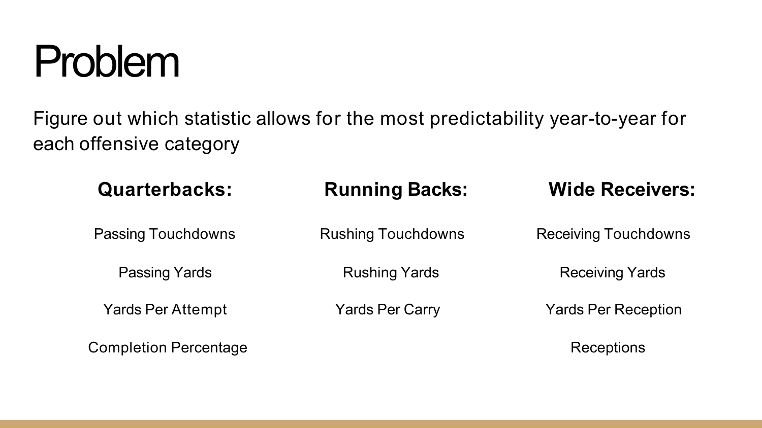# Problem

Figure out which statistic allows for the most predictability year-to-year for each offensive category

### Quarterbacks:

- Passing Touchdowns
- Passing Yards
- Yards Per Attempt
- Completion Percentage

### Running Backs:

- Rushing Touchdowns
- Rushing Yards
- Yards Per Carry

### Wide Receivers:

- Receiving Touchdowns
- Receiving Yards
- Yards Per Reception
- Receptions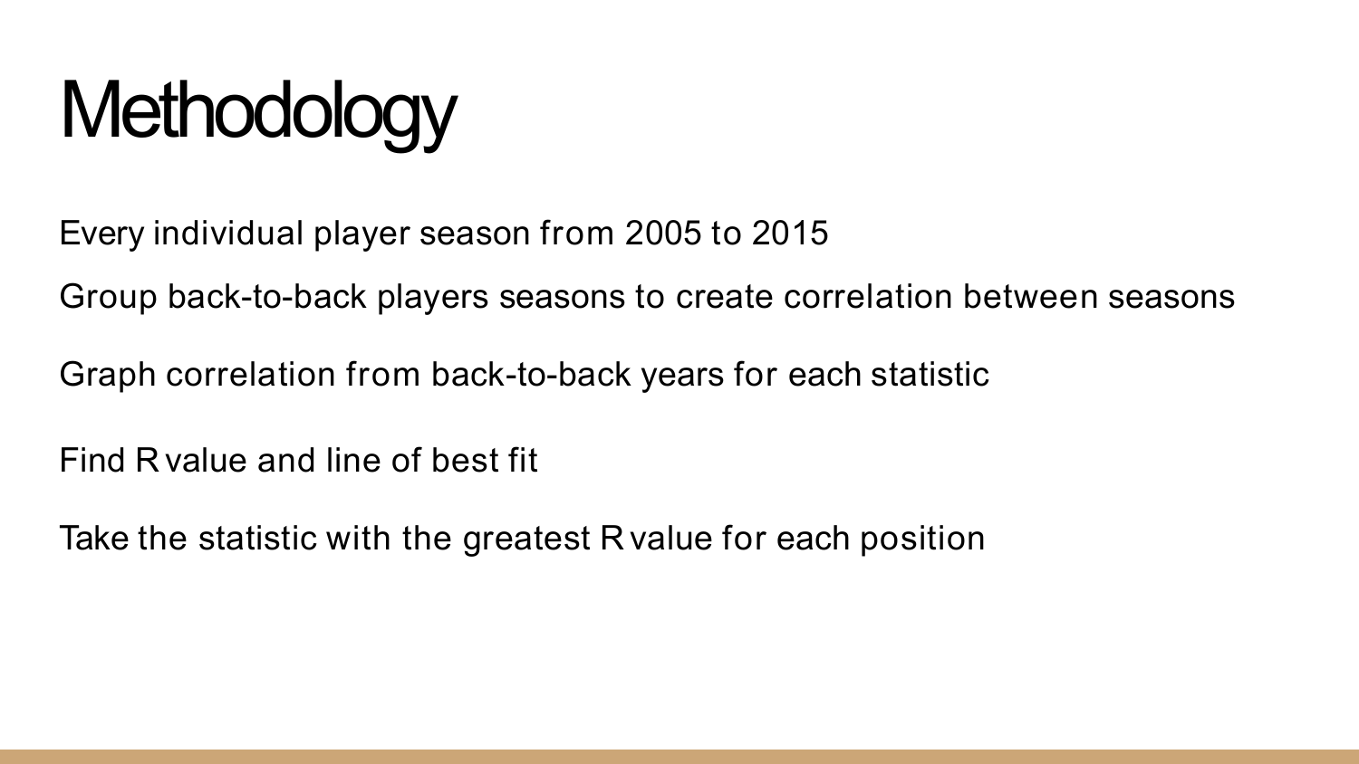# Methodology

Every individual player season from 2005 to 2015

Group back-to-back players seasons to create correlation between seasons

Graph correlation from back-to-back years for each statistic

Find R value and line of best fit

Take the statistic with the greatest R value for each position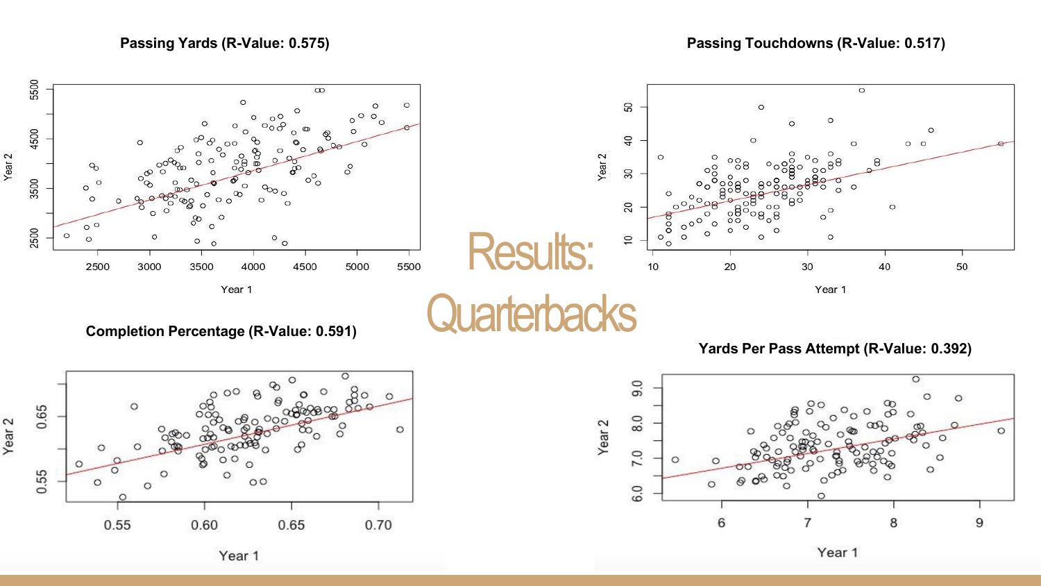# Results: Quarterbacks

**Passing Yards (R-Value: 0.575)**

**Passing Touchdowns (R-Value: 0.517)**

**Completion Percentage (R-Value: 0.591)**

**Yards Per Pass Attempt (R-Value: 0.392)**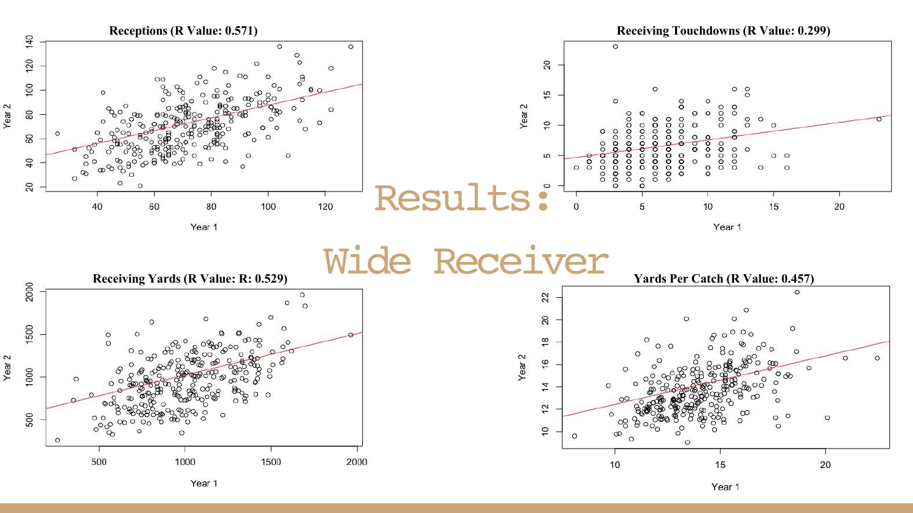# Results: Wide Receiver

**Receptions (R Value: 0.571)**

**Receiving Touchdowns (R Value: 0.299)**

**Receiving Yards (R Value: R: 0.529)**

**Yards Per Catch (R Value: 0.457)**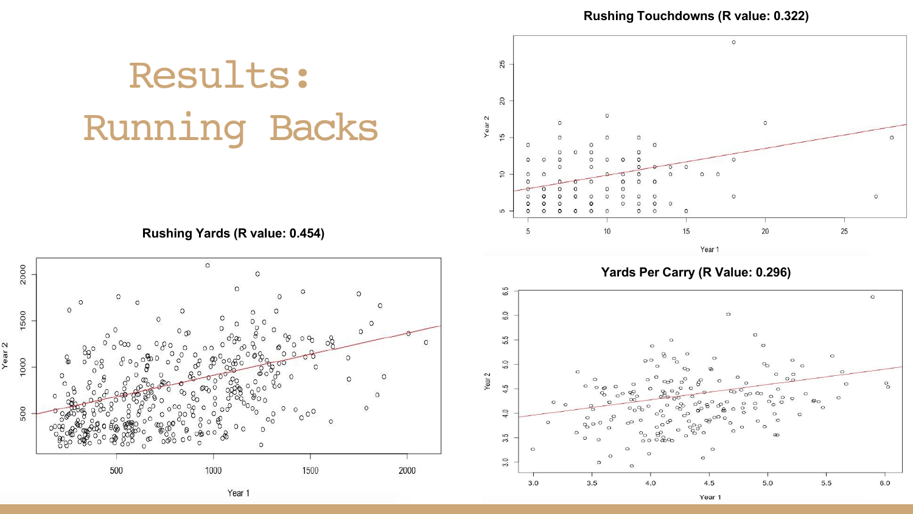# Results: Running Backs

### Rushing Touchdowns (R value: 0.322)

### Rushing Yards (R value: 0.454)

### Yards Per Carry (R Value: 0.296)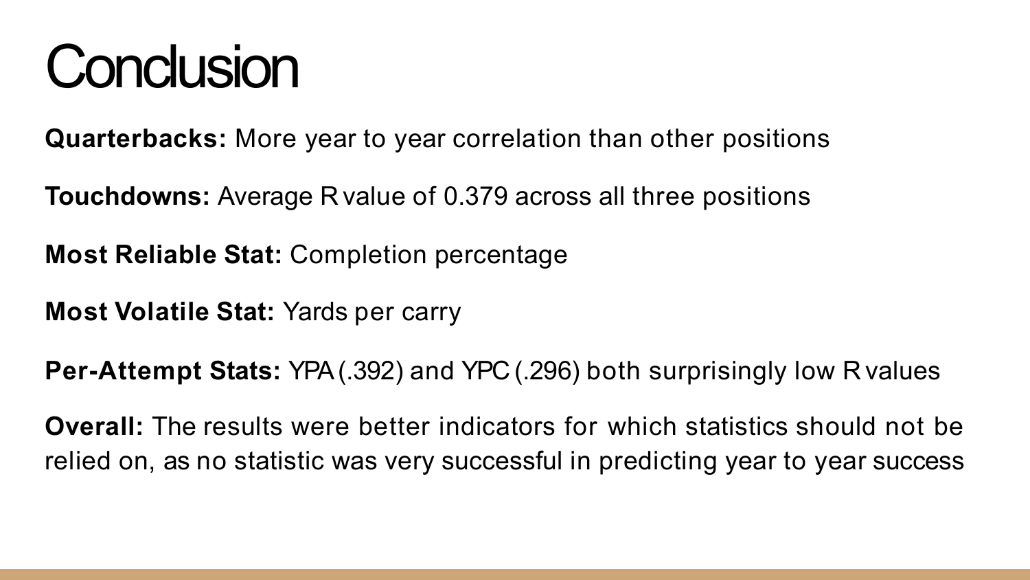# Conclusion

**Quarterbacks:** More year to year correlation than other positions

**Touchdowns:** Average R value of 0.379 across all three positions

**Most Reliable Stat:** Completion percentage

**Most Volatile Stat:** Yards per carry

**Per-Attempt Stats:** YPA (.392) and YPC (.296) both surprisingly low R values

**Overall:** The results were better indicators for which statistics should not be relied on, as no statistic was very successful in predicting year to year success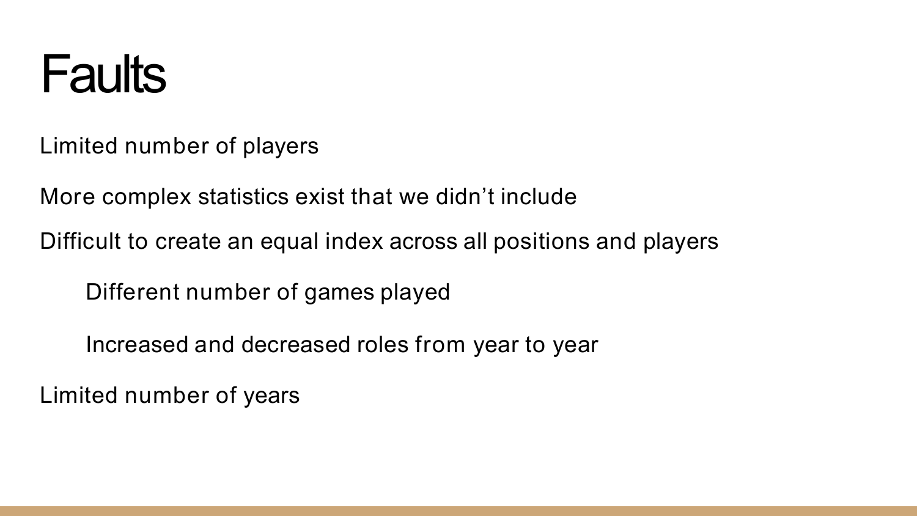# Faults

- Limited number of players
- More complex statistics exist that we didn't include
- Difficult to create an equal index across all positions and players
  - Different number of games played
  - Increased and decreased roles from year to year
- Limited number of years